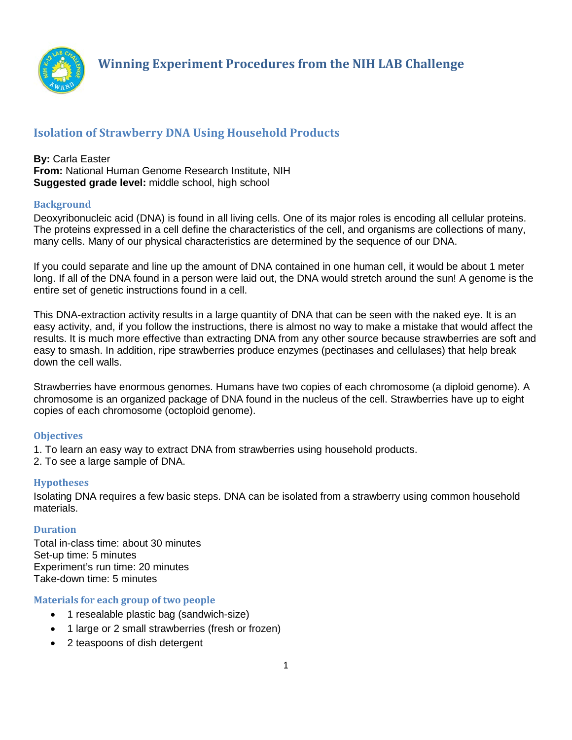# Winning Experiment Procedures from the NIH LAB Challenge

## Isolation of Strawberry DNA Using Household Products

**By:** Carla Easter
**From:** National Human Genome Research Institute, NIH
**Suggested grade level:** middle school, high school

### Background

Deoxyribonucleic acid (DNA) is found in all living cells. One of its major roles is encoding all cellular proteins. The proteins expressed in a cell define the characteristics of the cell, and organisms are collections of many, many cells. Many of our physical characteristics are determined by the sequence of our DNA.

If you could separate and line up the amount of DNA contained in one human cell, it would be about 1 meter long. If all of the DNA found in a person were laid out, the DNA would stretch around the sun! A genome is the entire set of genetic instructions found in a cell.

This DNA-extraction activity results in a large quantity of DNA that can be seen with the naked eye. It is an easy activity, and, if you follow the instructions, there is almost no way to make a mistake that would affect the results. It is much more effective than extracting DNA from any other source because strawberries are soft and easy to smash. In addition, ripe strawberries produce enzymes (pectinases and cellulases) that help break down the cell walls.

Strawberries have enormous genomes. Humans have two copies of each chromosome (a diploid genome). A chromosome is an organized package of DNA found in the nucleus of the cell. Strawberries have up to eight copies of each chromosome (octoploid genome).

### Objectives

1. To learn an easy way to extract DNA from strawberries using household products.
2. To see a large sample of DNA.

### Hypotheses

Isolating DNA requires a few basic steps. DNA can be isolated from a strawberry using common household materials.

### Duration

Total in-class time: about 30 minutes
Set-up time: 5 minutes
Experiment's run time: 20 minutes
Take-down time: 5 minutes

### Materials for each group of two people

- 1 resealable plastic bag (sandwich-size)
- 1 large or 2 small strawberries (fresh or frozen)
- 2 teaspoons of dish detergent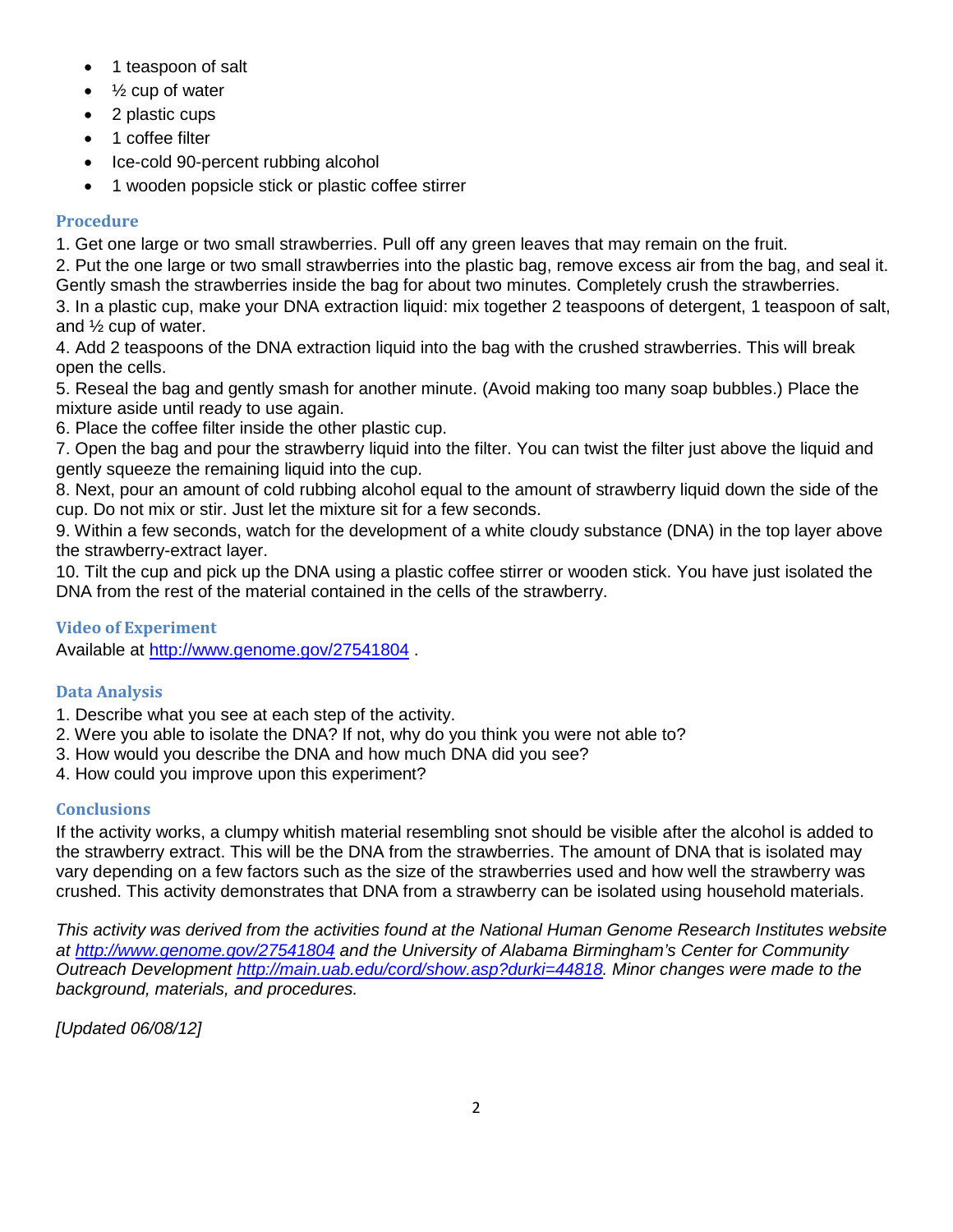- 1 teaspoon of salt
- ½ cup of water
- 2 plastic cups
- 1 coffee filter
- Ice-cold 90-percent rubbing alcohol
- 1 wooden popsicle stick or plastic coffee stirrer

### Procedure

1. Get one large or two small strawberries. Pull off any green leaves that may remain on the fruit.
2. Put the one large or two small strawberries into the plastic bag, remove excess air from the bag, and seal it. Gently smash the strawberries inside the bag for about two minutes. Completely crush the strawberries.
3. In a plastic cup, make your DNA extraction liquid: mix together 2 teaspoons of detergent, 1 teaspoon of salt, and ½ cup of water.
4. Add 2 teaspoons of the DNA extraction liquid into the bag with the crushed strawberries. This will break open the cells.
5. Reseal the bag and gently smash for another minute. (Avoid making too many soap bubbles.) Place the mixture aside until ready to use again.
6. Place the coffee filter inside the other plastic cup.
7. Open the bag and pour the strawberry liquid into the filter. You can twist the filter just above the liquid and gently squeeze the remaining liquid into the cup.
8. Next, pour an amount of cold rubbing alcohol equal to the amount of strawberry liquid down the side of the cup. Do not mix or stir. Just let the mixture sit for a few seconds.
9. Within a few seconds, watch for the development of a white cloudy substance (DNA) in the top layer above the strawberry-extract layer.
10. Tilt the cup and pick up the DNA using a plastic coffee stirrer or wooden stick. You have just isolated the DNA from the rest of the material contained in the cells of the strawberry.

### Video of Experiment

Available at http://www.genome.gov/27541804 .

### Data Analysis

1. Describe what you see at each step of the activity.
2. Were you able to isolate the DNA? If not, why do you think you were not able to?
3. How would you describe the DNA and how much DNA did you see?
4. How could you improve upon this experiment?

### Conclusions

If the activity works, a clumpy whitish material resembling snot should be visible after the alcohol is added to the strawberry extract. This will be the DNA from the strawberries. The amount of DNA that is isolated may vary depending on a few factors such as the size of the strawberries used and how well the strawberry was crushed. This activity demonstrates that DNA from a strawberry can be isolated using household materials.

*This activity was derived from the activities found at the National Human Genome Research Institutes website at http://www.genome.gov/27541804 and the University of Alabama Birmingham's Center for Community Outreach Development http://main.uab.edu/cord/show.asp?durki=44818. Minor changes were made to the background, materials, and procedures.*

*[Updated 06/08/12]*